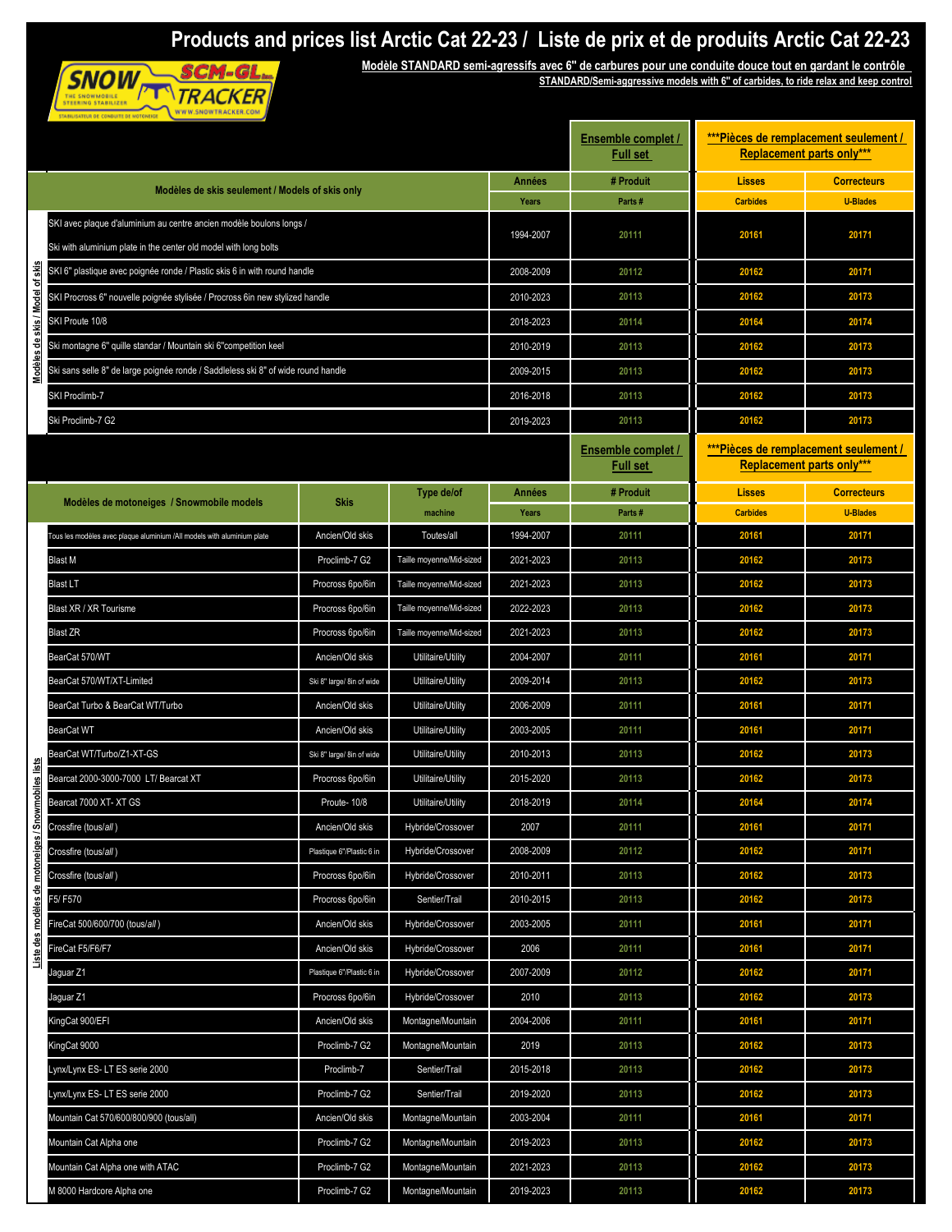# Products and prices list Arctic Cat 22-23 / Liste de prix et de produits Arctic Cat 22-23

**Modèle STANDARD semi-agressifs avec 6" de carbures pour une conduite douce tout en gardant le contrôle**
**STANDARD/Semi-aggressive models with 6" of carbides, to ride relax and keep control**

SNOW TRACKER SCM-GL inc. — THE SNOWMOBILE STEERING STABILIZER — STABILISATEUR DE CONDUITE DE MOTONEIGE — WWW.SNOWTRACKER.COM

## Modèles de skis / Model of skis

| Modèles de skis seulement / Models of skis only | Années / Years | Ensemble complet / Full set — # Produit / Parts # | ***Pièces de remplacement seulement / Replacement parts only*** — Lisses / Carbides | Correcteurs / U-Blades |
|---|---|---|---|---|
| SKI avec plaque d'aluminium au centre ancien modèle boulons longs / Ski with aluminium plate in the center old model with long bolts | 1994-2007 | 20111 | 20161 | 20171 |
| SKI 6" plastique avec poignée ronde / Plastic skis 6 in with round handle | 2008-2009 | 20112 | 20162 | 20171 |
| SKI Procross 6" nouvelle poignée stylisée / Procross 6in new stylized handle | 2010-2023 | 20113 | 20162 | 20173 |
| SKI Proute 10/8 | 2018-2023 | 20114 | 20164 | 20174 |
| Ski montagne 6" quille standar / Mountain ski 6"competition keel | 2010-2019 | 20113 | 20162 | 20173 |
| Ski sans selle 8" de large poignée ronde / Saddleless ski 8" of wide round handle | 2009-2015 | 20113 | 20162 | 20173 |
| SKI Proclimb-7 | 2016-2018 | 20113 | 20162 | 20173 |
| Ski Proclimb-7 G2 | 2019-2023 | 20113 | 20162 | 20173 |

## Liste des modèles de motoneiges / Snowmobiles lists

| Modèles de motoneiges / Snowmobile models | Skis | Type de/of machine | Années / Years | Ensemble complet / Full set — # Produit / Parts # | ***Pièces de remplacement seulement / Replacement parts only*** — Lisses / Carbides | Correcteurs / U-Blades |
|---|---|---|---|---|---|---|
| Tous les modèles avec plaque aluminium /All models with aluminium plate | Ancien/Old skis | Toutes/all | 1994-2007 | 20111 | 20161 | 20171 |
| Blast M | Proclimb-7 G2 | Taille moyenne/Mid-sized | 2021-2023 | 20113 | 20162 | 20173 |
| Blast LT | Procross 6po/6in | Taille moyenne/Mid-sized | 2021-2023 | 20113 | 20162 | 20173 |
| Blast XR / XR Tourisme | Procross 6po/6in | Taille moyenne/Mid-sized | 2022-2023 | 20113 | 20162 | 20173 |
| Blast ZR | Procross 6po/6in | Taille moyenne/Mid-sized | 2021-2023 | 20113 | 20162 | 20173 |
| BearCat 570/WT | Ancien/Old skis | Utilitaire/Utility | 2004-2007 | 20111 | 20161 | 20171 |
| BearCat 570/WT/XT-Limited | Ski 8" large/ 8in of wide | Utilitaire/Utility | 2009-2014 | 20113 | 20162 | 20173 |
| BearCat Turbo & BearCat WT/Turbo | Ancien/Old skis | Utilitaire/Utility | 2006-2009 | 20111 | 20161 | 20171 |
| BearCat WT | Ancien/Old skis | Utilitaire/Utility | 2003-2005 | 20111 | 20161 | 20171 |
| BearCat WT/Turbo/Z1-XT-GS | Ski 8" large/ 8in of wide | Utilitaire/Utility | 2010-2013 | 20113 | 20162 | 20173 |
| Bearcat 2000-3000-7000 LT/ Bearcat XT | Procross 6po/6in | Utilitaire/Utility | 2015-2020 | 20113 | 20162 | 20173 |
| Bearcat 7000 XT- XT GS | Proute- 10/8 | Utilitaire/Utility | 2018-2019 | 20114 | 20164 | 20174 |
| Crossfire (tous/*all*) | Ancien/Old skis | Hybride/Crossover | 2007 | 20111 | 20161 | 20171 |
| Crossfire (tous/*all*) | Plastique 6"/Plastic 6 in | Hybride/Crossover | 2008-2009 | 20112 | 20162 | 20171 |
| Crossfire (tous/*all*) | Procross 6po/6in | Hybride/Crossover | 2010-2011 | 20113 | 20162 | 20173 |
| F5/ F570 | Procross 6po/6in | Sentier/Trail | 2010-2015 | 20113 | 20162 | 20173 |
| FireCat 500/600/700 (tous/*all*) | Ancien/Old skis | Hybride/Crossover | 2003-2005 | 20111 | 20161 | 20171 |
| FireCat F5/F6/F7 | Ancien/Old skis | Hybride/Crossover | 2006 | 20111 | 20161 | 20171 |
| Jaguar Z1 | Plastique 6"/Plastic 6 in | Hybride/Crossover | 2007-2009 | 20112 | 20162 | 20171 |
| Jaguar Z1 | Procross 6po/6in | Hybride/Crossover | 2010 | 20113 | 20162 | 20173 |
| KingCat 900/EFI | Ancien/Old skis | Montagne/Mountain | 2004-2006 | 20111 | 20161 | 20171 |
| KingCat 9000 | Proclimb-7 G2 | Montagne/Mountain | 2019 | 20113 | 20162 | 20173 |
| Lynx/Lynx ES- LT ES serie 2000 | Proclimb-7 | Sentier/Trail | 2015-2018 | 20113 | 20162 | 20173 |
| Lynx/Lynx ES- LT ES serie 2000 | Proclimb-7 G2 | Sentier/Trail | 2019-2020 | 20113 | 20162 | 20173 |
| Mountain Cat 570/600/800/900 (tous/all) | Ancien/Old skis | Montagne/Mountain | 2003-2004 | 20111 | 20161 | 20171 |
| Mountain Cat Alpha one | Proclimb-7 G2 | Montagne/Mountain | 2019-2023 | 20113 | 20162 | 20173 |
| Mountain Cat Alpha one with ATAC | Proclimb-7 G2 | Montagne/Mountain | 2021-2023 | 20113 | 20162 | 20173 |
| M 8000 Hardcore Alpha one | Proclimb-7 G2 | Montagne/Mountain | 2019-2023 | 20113 | 20162 | 20173 |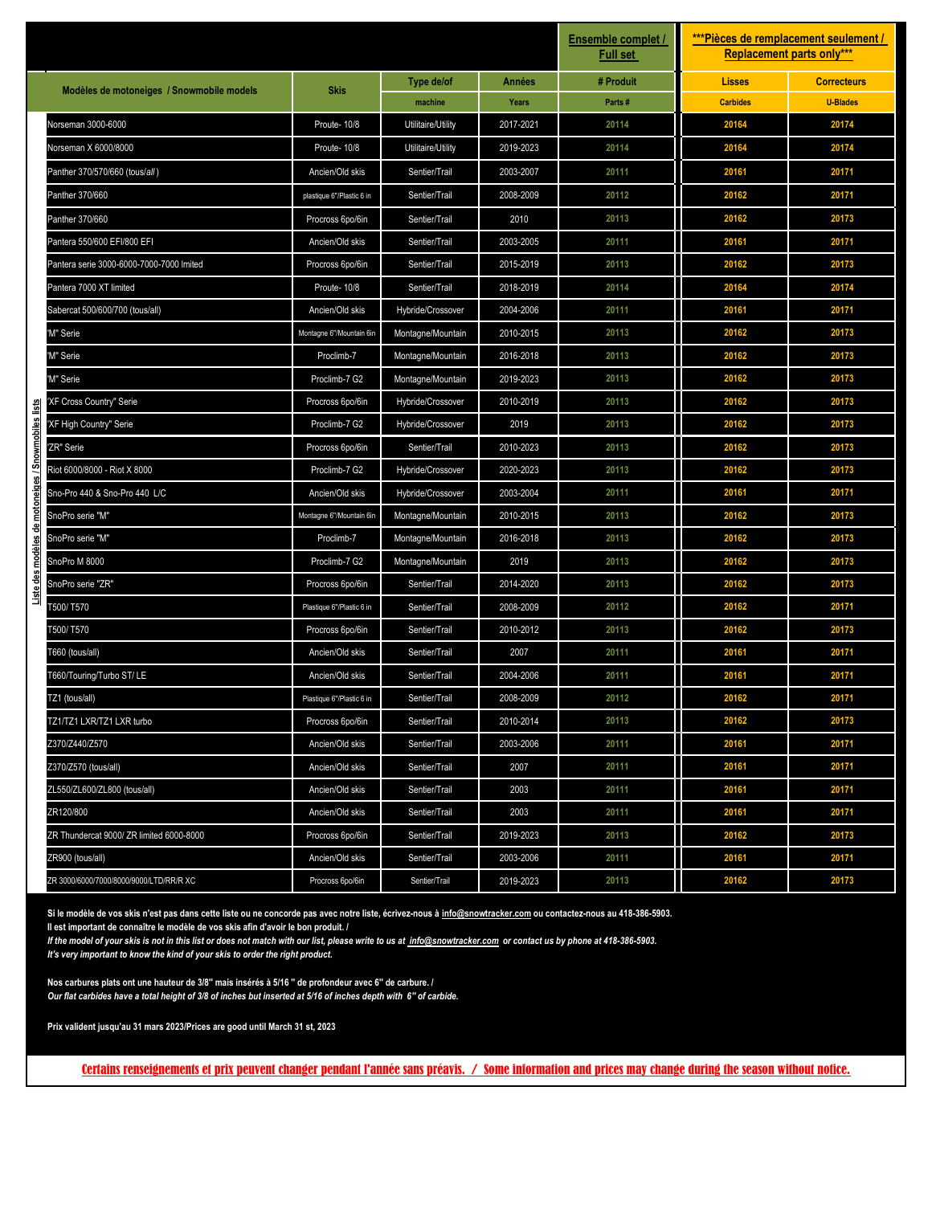| Modèles de motoneiges / Snowmobile models | Skis | Type de/of machine | Années Years | Ensemble complet / Full set # Produit Parts # | ***Pièces de remplacement seulement / Replacement parts only*** Lisses Carbides | Correcteurs U-Blades |
|---|---|---|---|---|---|---|
| Norseman 3000-6000 | Proute- 10/8 | Utilitaire/Utility | 2017-2021 | 20114 | 20164 | 20174 |
| Norseman X 6000/8000 | Proute- 10/8 | Utilitaire/Utility | 2019-2023 | 20114 | 20164 | 20174 |
| Panther 370/570/660 (tous/*all* ) | Ancien/Old skis | Sentier/Trail | 2003-2007 | 20111 | 20161 | 20171 |
| Panther 370/660 | plastique 6"/Plastic 6 in | Sentier/Trail | 2008-2009 | 20112 | 20162 | 20171 |
| Panther 370/660 | Procross 6po/6in | Sentier/Trail | 2010 | 20113 | 20162 | 20173 |
| Pantera 550/600 EFI/800 EFI | Ancien/Old skis | Sentier/Trail | 2003-2005 | 20111 | 20161 | 20171 |
| Pantera serie 3000-6000-7000-7000 lmited | Procross 6po/6in | Sentier/Trail | 2015-2019 | 20113 | 20162 | 20173 |
| Pantera 7000 XT limited | Proute- 10/8 | Sentier/Trail | 2018-2019 | 20114 | 20164 | 20174 |
| Sabercat 500/600/700 (tous/all) | Ancien/Old skis | Hybride/Crossover | 2004-2006 | 20111 | 20161 | 20171 |
| "M" Serie | Montagne 6"/Mountain 6in | Montagne/Mountain | 2010-2015 | 20113 | 20162 | 20173 |
| "M" Serie | Proclimb-7 | Montagne/Mountain | 2016-2018 | 20113 | 20162 | 20173 |
| "M" Serie | Proclimb-7 G2 | Montagne/Mountain | 2019-2023 | 20113 | 20162 | 20173 |
| "XF Cross Country" Serie | Procross 6po/6in | Hybride/Crossover | 2010-2019 | 20113 | 20162 | 20173 |
| "XF High Country" Serie | Proclimb-7 G2 | Hybride/Crossover | 2019 | 20113 | 20162 | 20173 |
| "ZR" Serie | Procross 6po/6in | Sentier/Trail | 2010-2023 | 20113 | 20162 | 20173 |
| Riot 6000/8000 - Riot X 8000 | Proclimb-7 G2 | Hybride/Crossover | 2020-2023 | 20113 | 20162 | 20173 |
| Sno-Pro 440 & Sno-Pro 440 L/C | Ancien/Old skis | Hybride/Crossover | 2003-2004 | 20111 | 20161 | 20171 |
| SnoPro serie "M" | Montagne 6"/Mountain 6in | Montagne/Mountain | 2010-2015 | 20113 | 20162 | 20173 |
| SnoPro serie "M" | Proclimb-7 | Montagne/Mountain | 2016-2018 | 20113 | 20162 | 20173 |
| SnoPro M 8000 | Proclimb-7 G2 | Montagne/Mountain | 2019 | 20113 | 20162 | 20173 |
| SnoPro serie "ZR" | Procross 6po/6in | Sentier/Trail | 2014-2020 | 20113 | 20162 | 20173 |
| T500/ T570 | Plastique 6"/Plastic 6 in | Sentier/Trail | 2008-2009 | 20112 | 20162 | 20171 |
| T500/ T570 | Procross 6po/6in | Sentier/Trail | 2010-2012 | 20113 | 20162 | 20173 |
| T660 (tous/all) | Ancien/Old skis | Sentier/Trail | 2007 | 20111 | 20161 | 20171 |
| T660/Touring/Turbo ST/ LE | Ancien/Old skis | Sentier/Trail | 2004-2006 | 20111 | 20161 | 20171 |
| TZ1 (tous/all) | Plastique 6"/Plastic 6 in | Sentier/Trail | 2008-2009 | 20112 | 20162 | 20171 |
| TZ1/TZ1 LXR/TZ1 LXR turbo | Procross 6po/6in | Sentier/Trail | 2010-2014 | 20113 | 20162 | 20173 |
| Z370/Z440/Z570 | Ancien/Old skis | Sentier/Trail | 2003-2006 | 20111 | 20161 | 20171 |
| Z370/Z570 (tous/all) | Ancien/Old skis | Sentier/Trail | 2007 | 20111 | 20161 | 20171 |
| ZL550/ZL600/ZL800 (tous/all) | Ancien/Old skis | Sentier/Trail | 2003 | 20111 | 20161 | 20171 |
| ZR120/800 | Ancien/Old skis | Sentier/Trail | 2003 | 20111 | 20161 | 20171 |
| ZR Thundercat 9000/ ZR limited 6000-8000 | Procross 6po/6in | Sentier/Trail | 2019-2023 | 20113 | 20162 | 20173 |
| ZR900 (tous/all) | Ancien/Old skis | Sentier/Trail | 2003-2006 | 20111 | 20161 | 20171 |
| ZR 3000/6000/7000/8000/9000/LTD/RR/R XC | Procross 6po/6in | Sentier/Trail | 2019-2023 | 20113 | 20162 | 20173 |

Liste des modèles de motoneiges / Snowmobiles lists

**Si le modèle de vos skis n'est pas dans cette liste ou ne concorde pas avec notre liste, écrivez-nous à info@snowtracker.com ou contactez-nous au 418-386-5903.**
**Il est important de connaître le modèle de vos skis afin d'avoir le bon produit. /**
***If the model of your skis is not in this list or does not match with our list, please write to us at info@snowtracker.com or contact us by phone at 418-386-5903.***
***It's very important to know the kind of your skis to order the right product.***

**Nos carbures plats ont une hauteur de 3/8" mais insérés à 5/16 " de profondeur avec 6" de carbure. /**
***Our flat carbides have a total height of 3/8 of inches but inserted at 5/16 of inches depth with 6" of carbide.***

**Prix valident jusqu'au 31 mars 2023/Prices are good until March 31 st, 2023**

**Certains renseignements et prix peuvent changer pendant l'année sans préavis. / Some information and prices may change during the season without notice.**